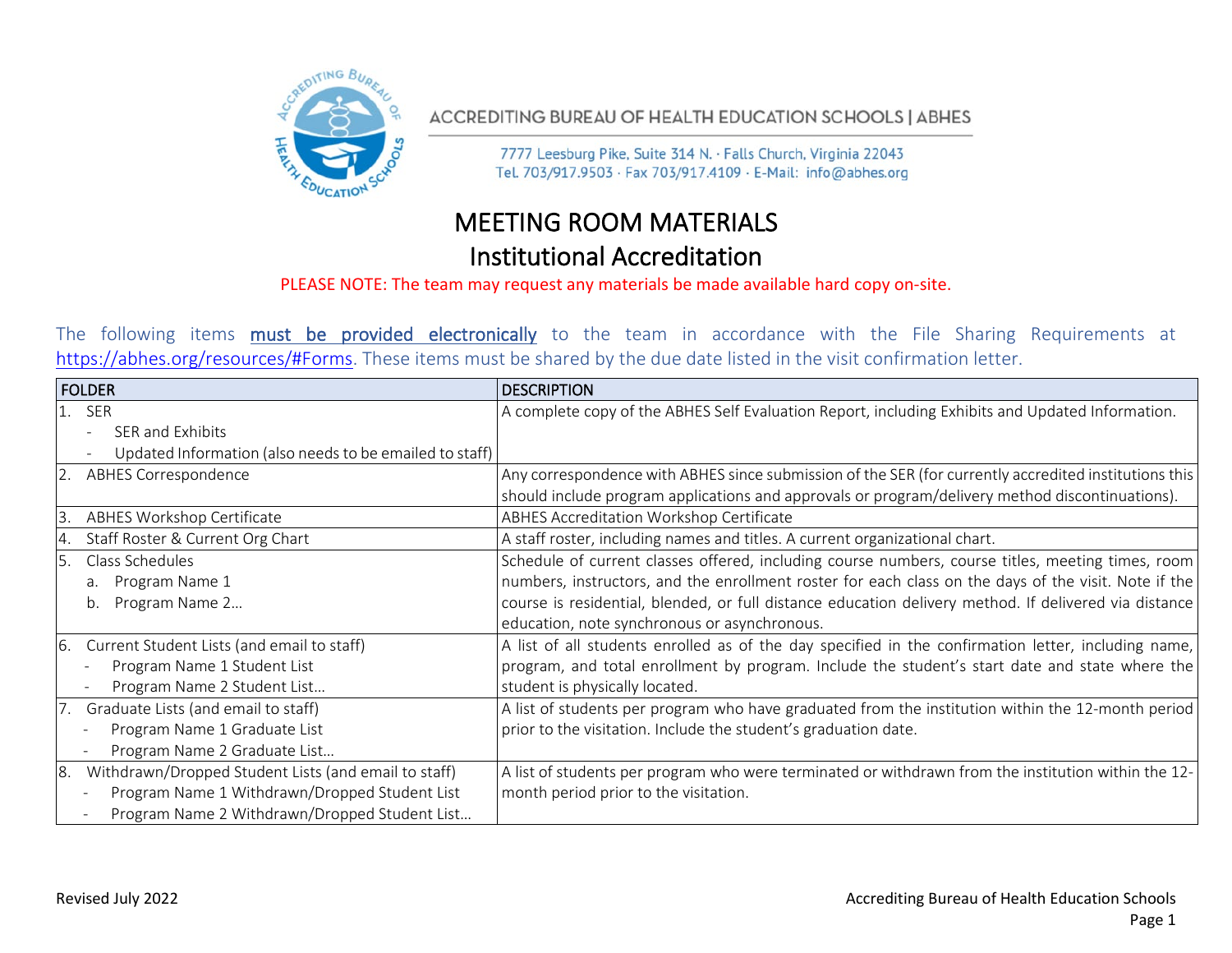ACCREDITING BUREAU OF HEALTH EDUCATION SCHOOLS | ABHES

7777 Leesburg Pike, Suite 314 N. · Falls Church, Virginia 22043
Tel. 703/917.9503 · Fax 703/917.4109 · E-Mail: info@abhes.org

# MEETING ROOM MATERIALS

## Institutional Accreditation

PLEASE NOTE: The team may request any materials be made available hard copy on-site.

The following items **must be provided electronically** to the team in accordance with the File Sharing Requirements at https://abhes.org/resources/#Forms. These items must be shared by the due date listed in the visit confirmation letter.

| FOLDER | DESCRIPTION |
|---|---|
| 1. SER<br>- SER and Exhibits<br>- Updated Information (also needs to be emailed to staff) | A complete copy of the ABHES Self Evaluation Report, including Exhibits and Updated Information. |
| 2. ABHES Correspondence | Any correspondence with ABHES since submission of the SER (for currently accredited institutions this should include program applications and approvals or program/delivery method discontinuations). |
| 3. ABHES Workshop Certificate | ABHES Accreditation Workshop Certificate |
| 4. Staff Roster & Current Org Chart | A staff roster, including names and titles. A current organizational chart. |
| 5. Class Schedules<br>a. Program Name 1<br>b. Program Name 2… | Schedule of current classes offered, including course numbers, course titles, meeting times, room numbers, instructors, and the enrollment roster for each class on the days of the visit. Note if the course is residential, blended, or full distance education delivery method. If delivered via distance education, note synchronous or asynchronous. |
| 6. Current Student Lists (and email to staff)<br>- Program Name 1 Student List<br>- Program Name 2 Student List… | A list of all students enrolled as of the day specified in the confirmation letter, including name, program, and total enrollment by program. Include the student's start date and state where the student is physically located. |
| 7. Graduate Lists (and email to staff)<br>- Program Name 1 Graduate List<br>- Program Name 2 Graduate List… | A list of students per program who have graduated from the institution within the 12-month period prior to the visitation. Include the student's graduation date. |
| 8. Withdrawn/Dropped Student Lists (and email to staff)<br>- Program Name 1 Withdrawn/Dropped Student List<br>- Program Name 2 Withdrawn/Dropped Student List… | A list of students per program who were terminated or withdrawn from the institution within the 12-month period prior to the visitation. |

Revised July 2022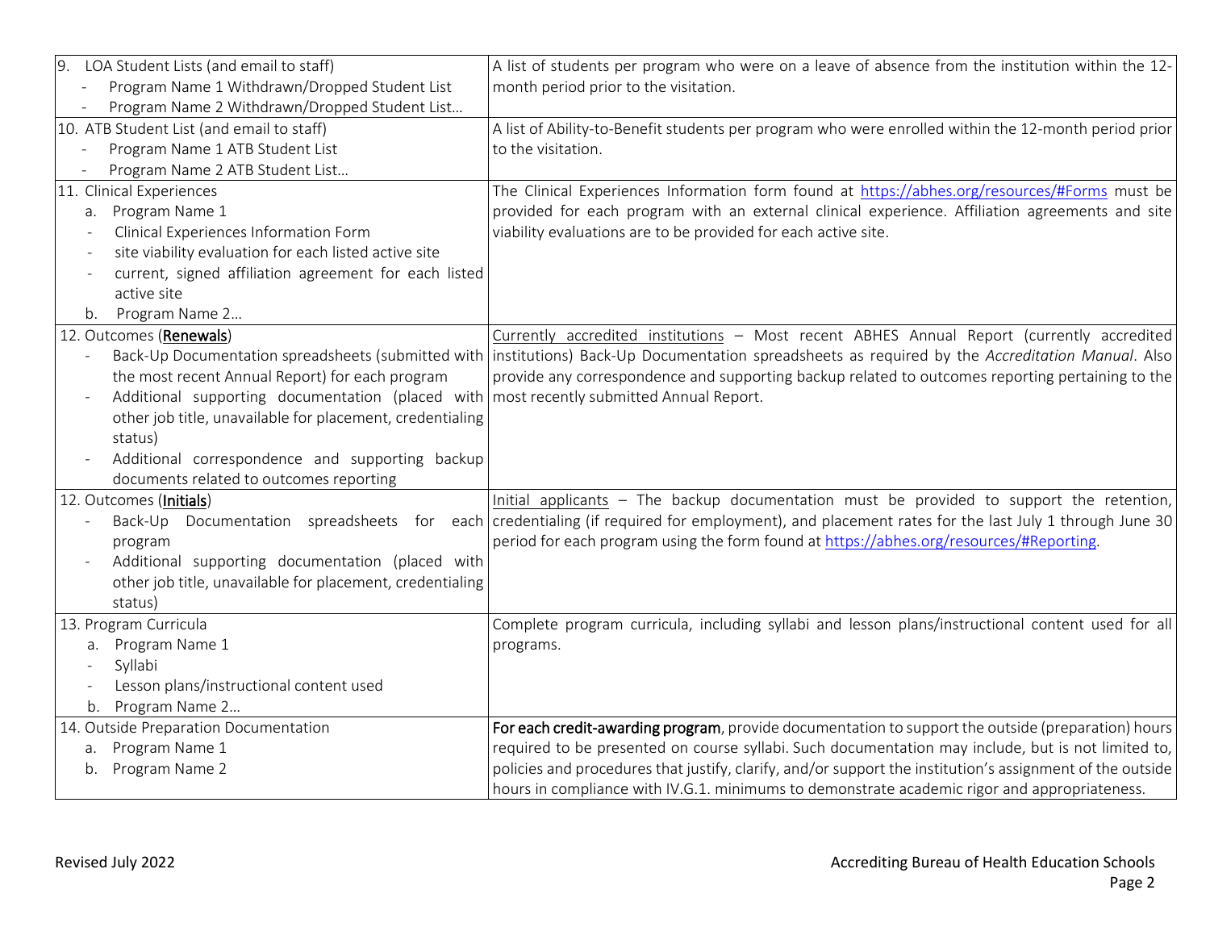| | |
|---|---|
| 9. LOA Student Lists (and email to staff)<br>- Program Name 1 Withdrawn/Dropped Student List<br>- Program Name 2 Withdrawn/Dropped Student List… | A list of students per program who were on a leave of absence from the institution within the 12-month period prior to the visitation. |
| 10. ATB Student List (and email to staff)<br>- Program Name 1 ATB Student List<br>- Program Name 2 ATB Student List… | A list of Ability-to-Benefit students per program who were enrolled within the 12-month period prior to the visitation. |
| 11. Clinical Experiences<br>a. Program Name 1<br>- Clinical Experiences Information Form<br>- site viability evaluation for each listed active site<br>- current, signed affiliation agreement for each listed active site<br>b. Program Name 2… | The Clinical Experiences Information form found at https://abhes.org/resources/#Forms must be provided for each program with an external clinical experience. Affiliation agreements and site viability evaluations are to be provided for each active site. |
| 12. Outcomes (**Renewals**)<br>- Back-Up Documentation spreadsheets (submitted with the most recent Annual Report) for each program<br>- Additional supporting documentation (placed with other job title, unavailable for placement, credentialing status)<br>- Additional correspondence and supporting backup documents related to outcomes reporting | Currently accredited institutions – Most recent ABHES Annual Report (currently accredited institutions) Back-Up Documentation spreadsheets as required by the *Accreditation Manual*. Also provide any correspondence and supporting backup related to outcomes reporting pertaining to the most recently submitted Annual Report. |
| 12. Outcomes (**Initials**)<br>- Back-Up Documentation spreadsheets for each program<br>- Additional supporting documentation (placed with other job title, unavailable for placement, credentialing status) | Initial applicants – The backup documentation must be provided to support the retention, credentialing (if required for employment), and placement rates for the last July 1 through June 30 period for each program using the form found at https://abhes.org/resources/#Reporting. |
| 13. Program Curricula<br>a. Program Name 1<br>- Syllabi<br>- Lesson plans/instructional content used<br>b. Program Name 2… | Complete program curricula, including syllabi and lesson plans/instructional content used for all programs. |
| 14. Outside Preparation Documentation<br>a. Program Name 1<br>b. Program Name 2 | **For each credit-awarding program**, provide documentation to support the outside (preparation) hours required to be presented on course syllabi. Such documentation may include, but is not limited to, policies and procedures that justify, clarify, and/or support the institution's assignment of the outside hours in compliance with IV.G.1. minimums to demonstrate academic rigor and appropriateness. |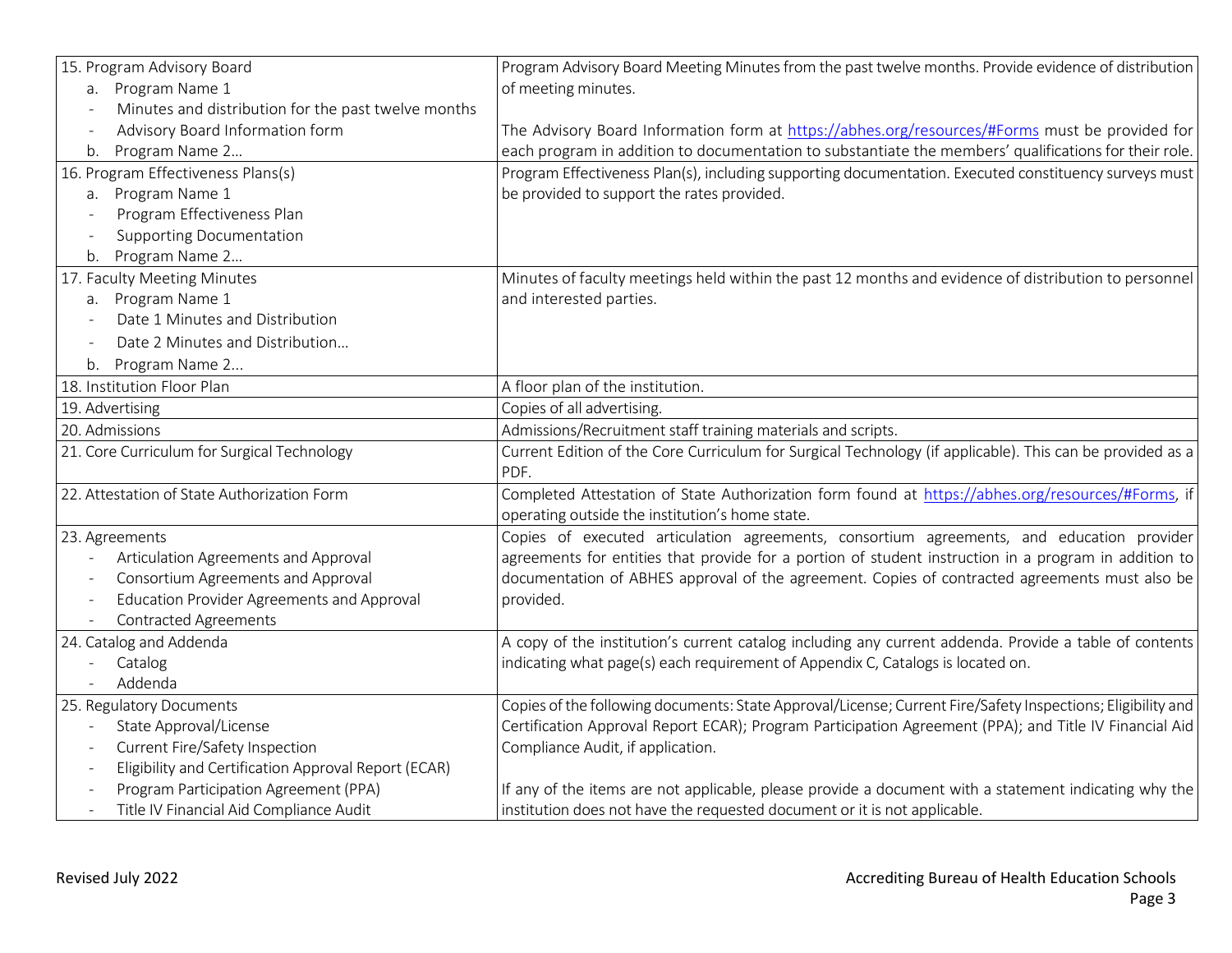| | |
|---|---|
| 15. Program Advisory Board<br>a. Program Name 1<br>- Minutes and distribution for the past twelve months<br>- Advisory Board Information form<br>b. Program Name 2… | Program Advisory Board Meeting Minutes from the past twelve months. Provide evidence of distribution of meeting minutes.<br><br>The Advisory Board Information form at https://abhes.org/resources/#Forms must be provided for each program in addition to documentation to substantiate the members' qualifications for their role. |
| 16. Program Effectiveness Plans(s)<br>a. Program Name 1<br>- Program Effectiveness Plan<br>- Supporting Documentation<br>b. Program Name 2… | Program Effectiveness Plan(s), including supporting documentation. Executed constituency surveys must be provided to support the rates provided. |
| 17. Faculty Meeting Minutes<br>a. Program Name 1<br>- Date 1 Minutes and Distribution<br>- Date 2 Minutes and Distribution…<br>b. Program Name 2… | Minutes of faculty meetings held within the past 12 months and evidence of distribution to personnel and interested parties. |
| 18. Institution Floor Plan | A floor plan of the institution. |
| 19. Advertising | Copies of all advertising. |
| 20. Admissions | Admissions/Recruitment staff training materials and scripts. |
| 21. Core Curriculum for Surgical Technology | Current Edition of the Core Curriculum for Surgical Technology (if applicable). This can be provided as a PDF. |
| 22. Attestation of State Authorization Form | Completed Attestation of State Authorization form found at https://abhes.org/resources/#Forms, if operating outside the institution's home state. |
| 23. Agreements<br>- Articulation Agreements and Approval<br>- Consortium Agreements and Approval<br>- Education Provider Agreements and Approval<br>- Contracted Agreements | Copies of executed articulation agreements, consortium agreements, and education provider agreements for entities that provide for a portion of student instruction in a program in addition to documentation of ABHES approval of the agreement. Copies of contracted agreements must also be provided. |
| 24. Catalog and Addenda<br>- Catalog<br>- Addenda | A copy of the institution's current catalog including any current addenda. Provide a table of contents indicating what page(s) each requirement of Appendix C, Catalogs is located on. |
| 25. Regulatory Documents<br>- State Approval/License<br>- Current Fire/Safety Inspection<br>- Eligibility and Certification Approval Report (ECAR)<br>- Program Participation Agreement (PPA)<br>- Title IV Financial Aid Compliance Audit | Copies of the following documents: State Approval/License; Current Fire/Safety Inspections; Eligibility and Certification Approval Report ECAR); Program Participation Agreement (PPA); and Title IV Financial Aid Compliance Audit, if application.<br><br>If any of the items are not applicable, please provide a document with a statement indicating why the institution does not have the requested document or it is not applicable. |

Revised July 2022

Accrediting Bureau of Health Education Schools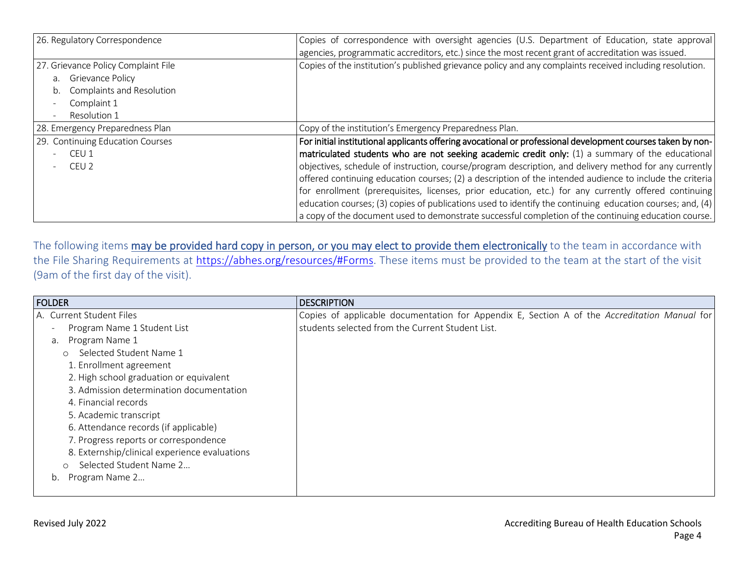| | |
|---|---|
| 26. Regulatory Correspondence | Copies of correspondence with oversight agencies (U.S. Department of Education, state approval agencies, programmatic accreditors, etc.) since the most recent grant of accreditation was issued. |
| 27. Grievance Policy Complaint File<br>a. Grievance Policy<br>b. Complaints and Resolution<br>- Complaint 1<br>- Resolution 1 | Copies of the institution's published grievance policy and any complaints received including resolution. |
| 28. Emergency Preparedness Plan | Copy of the institution's Emergency Preparedness Plan. |
| 29. Continuing Education Courses<br>- CEU 1<br>- CEU 2 | **For initial institutional applicants offering avocational or professional development courses taken by non-matriculated students who are not seeking academic credit only:** (1) a summary of the educational objectives, schedule of instruction, course/program description, and delivery method for any currently offered continuing education courses; (2) a description of the intended audience to include the criteria for enrollment (prerequisites, licenses, prior education, etc.) for any currently offered continuing education courses; (3) copies of publications used to identify the continuing education courses; and, (4) a copy of the document used to demonstrate successful completion of the continuing education course. |

The following items may be provided hard copy in person, or you may elect to provide them electronically to the team in accordance with the File Sharing Requirements at https://abhes.org/resources/#Forms. These items must be provided to the team at the start of the visit (9am of the first day of the visit).

| FOLDER | DESCRIPTION |
|---|---|
| A. Current Student Files<br>- Program Name 1 Student List<br>a. Program Name 1<br>○ Selected Student Name 1<br>1. Enrollment agreement<br>2. High school graduation or equivalent<br>3. Admission determination documentation<br>4. Financial records<br>5. Academic transcript<br>6. Attendance records (if applicable)<br>7. Progress reports or correspondence<br>8. Externship/clinical experience evaluations<br>○ Selected Student Name 2…<br>b. Program Name 2… | Copies of applicable documentation for Appendix E, Section A of the *Accreditation Manual* for students selected from the Current Student List. |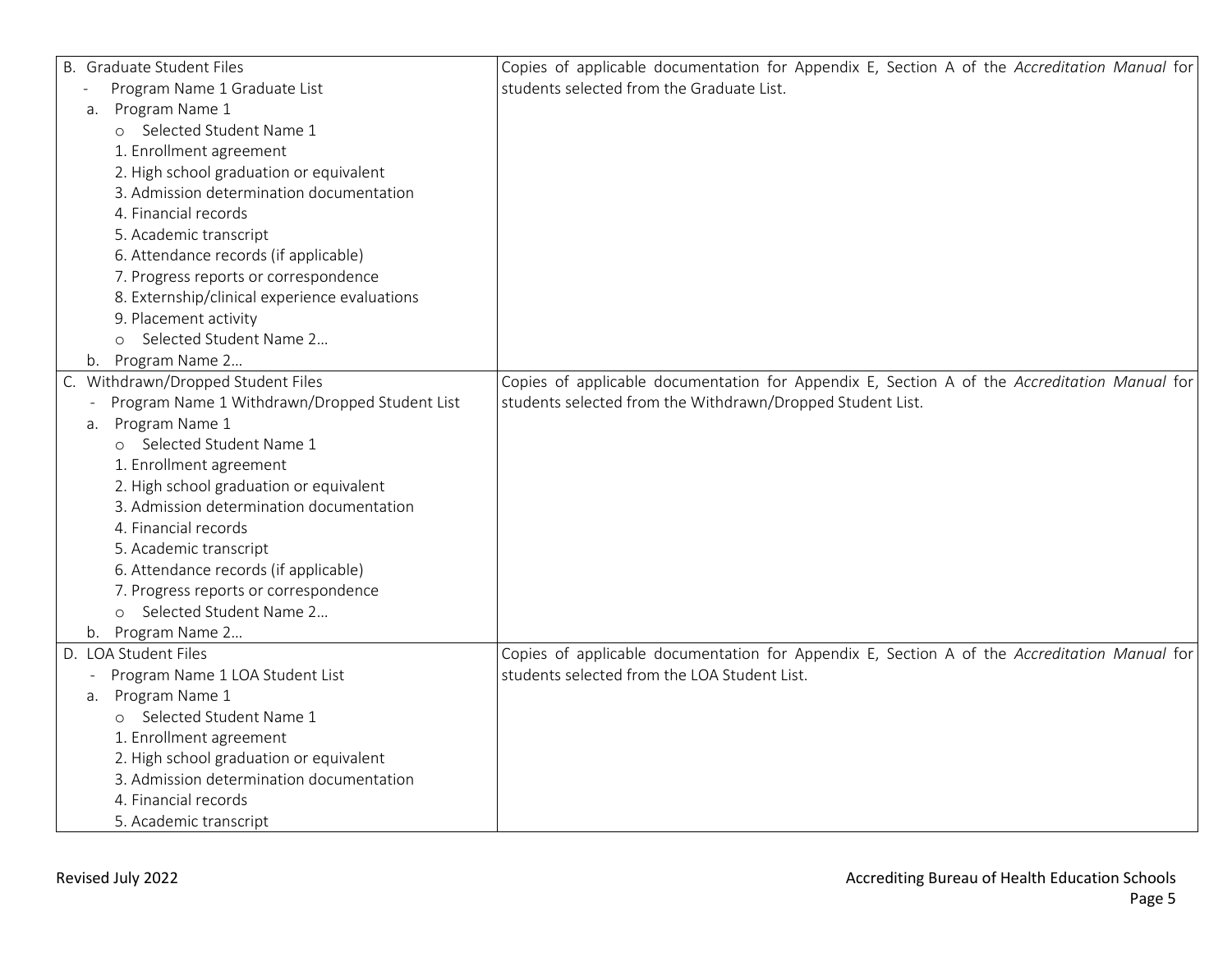| | |
|---|---|
| B. Graduate Student Files<br>- Program Name 1 Graduate List<br>a. Program Name 1<br>o Selected Student Name 1<br>1. Enrollment agreement<br>2. High school graduation or equivalent<br>3. Admission determination documentation<br>4. Financial records<br>5. Academic transcript<br>6. Attendance records (if applicable)<br>7. Progress reports or correspondence<br>8. Externship/clinical experience evaluations<br>9. Placement activity<br>o Selected Student Name 2…<br>b. Program Name 2… | Copies of applicable documentation for Appendix E, Section A of the *Accreditation Manual* for students selected from the Graduate List. |
| C. Withdrawn/Dropped Student Files<br>- Program Name 1 Withdrawn/Dropped Student List<br>a. Program Name 1<br>o Selected Student Name 1<br>1. Enrollment agreement<br>2. High school graduation or equivalent<br>3. Admission determination documentation<br>4. Financial records<br>5. Academic transcript<br>6. Attendance records (if applicable)<br>7. Progress reports or correspondence<br>o Selected Student Name 2…<br>b. Program Name 2… | Copies of applicable documentation for Appendix E, Section A of the *Accreditation Manual* for students selected from the Withdrawn/Dropped Student List. |
| D. LOA Student Files<br>- Program Name 1 LOA Student List<br>a. Program Name 1<br>o Selected Student Name 1<br>1. Enrollment agreement<br>2. High school graduation or equivalent<br>3. Admission determination documentation<br>4. Financial records<br>5. Academic transcript | Copies of applicable documentation for Appendix E, Section A of the *Accreditation Manual* for students selected from the LOA Student List. |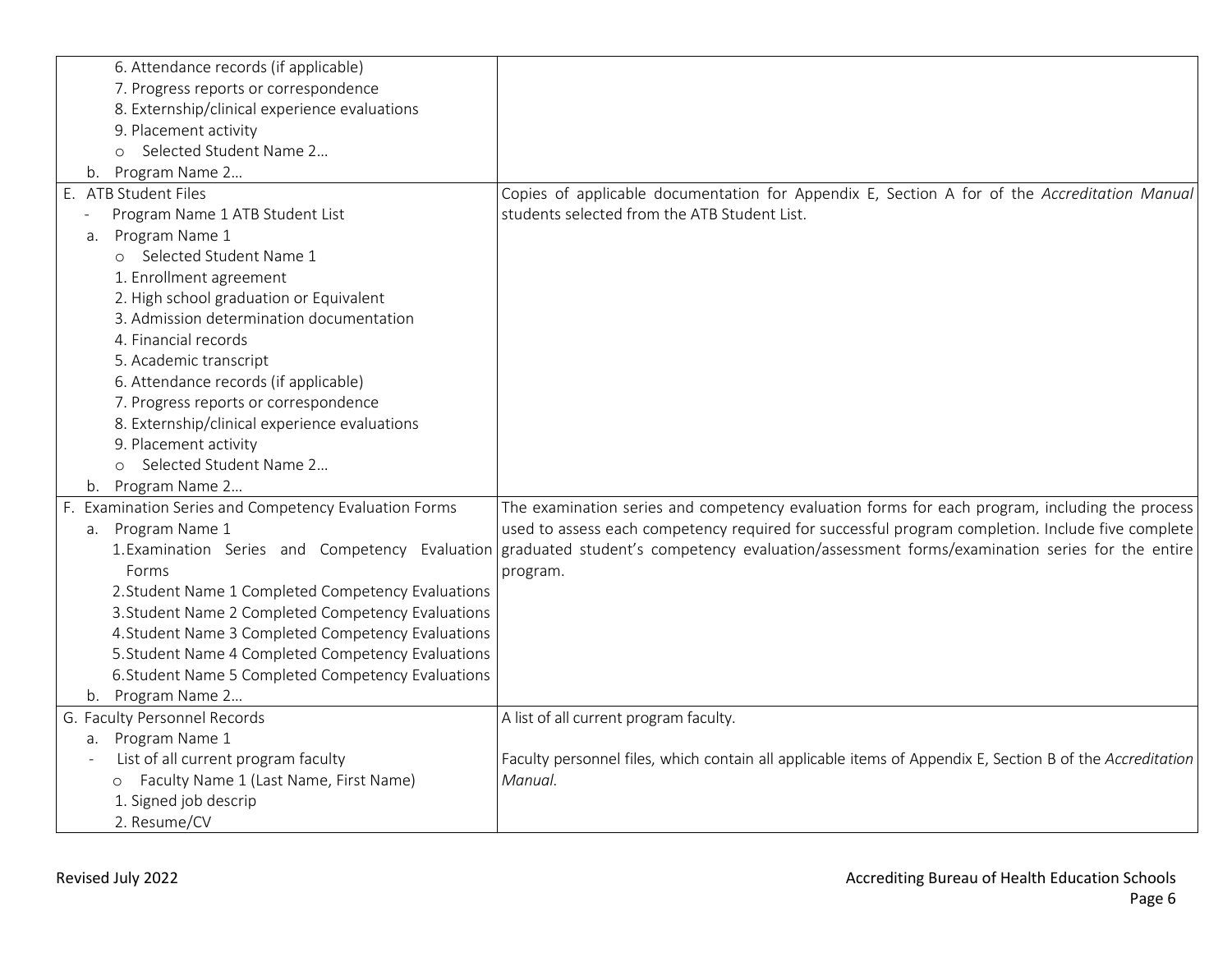| | |
|---|---|
| 6. Attendance records (if applicable)<br>7. Progress reports or correspondence<br>8. Externship/clinical experience evaluations<br>9. Placement activity<br>○ Selected Student Name 2…<br>b. Program Name 2… | |
| E. ATB Student Files<br>- Program Name 1 ATB Student List<br>a. Program Name 1<br>○ Selected Student Name 1<br>1. Enrollment agreement<br>2. High school graduation or Equivalent<br>3. Admission determination documentation<br>4. Financial records<br>5. Academic transcript<br>6. Attendance records (if applicable)<br>7. Progress reports or correspondence<br>8. Externship/clinical experience evaluations<br>9. Placement activity<br>○ Selected Student Name 2…<br>b. Program Name 2… | Copies of applicable documentation for Appendix E, Section A for of the *Accreditation Manual* students selected from the ATB Student List. |
| F. Examination Series and Competency Evaluation Forms<br>a. Program Name 1<br>1. Examination Series and Competency Evaluation Forms<br>2. Student Name 1 Completed Competency Evaluations<br>3. Student Name 2 Completed Competency Evaluations<br>4. Student Name 3 Completed Competency Evaluations<br>5. Student Name 4 Completed Competency Evaluations<br>6. Student Name 5 Completed Competency Evaluations<br>b. Program Name 2… | The examination series and competency evaluation forms for each program, including the process used to assess each competency required for successful program completion. Include five complete graduated student's competency evaluation/assessment forms/examination series for the entire program. |
| G. Faculty Personnel Records<br>a. Program Name 1<br>- List of all current program faculty<br>○ Faculty Name 1 (Last Name, First Name)<br>1. Signed job descrip<br>2. Resume/CV | A list of all current program faculty.<br><br>Faculty personnel files, which contain all applicable items of Appendix E, Section B of the *Accreditation Manual*. |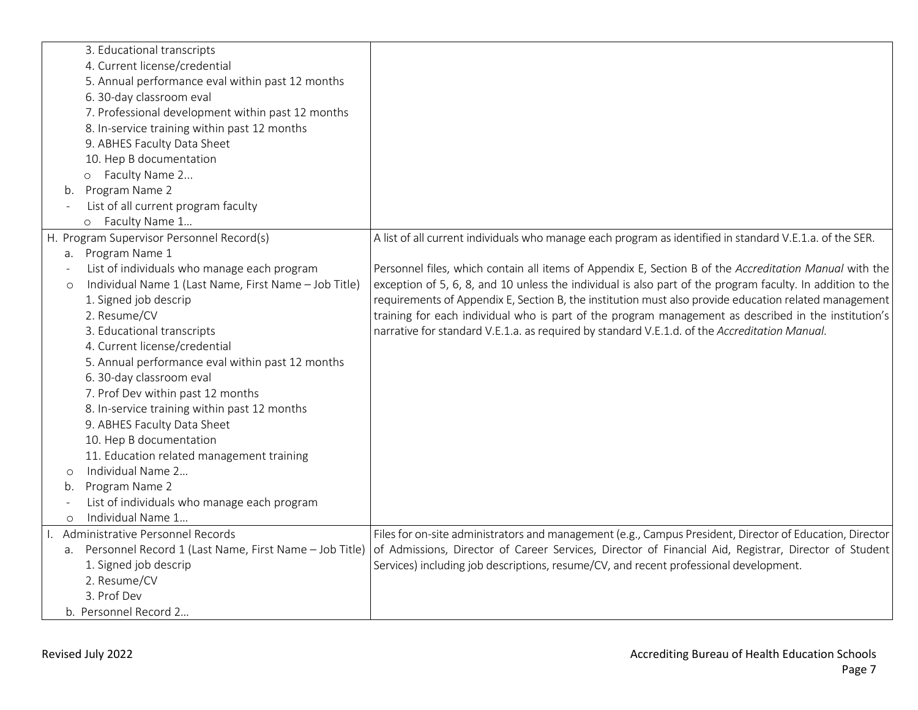| | |
|---|---|
| 3. Educational transcripts<br>4. Current license/credential<br>5. Annual performance eval within past 12 months<br>6. 30-day classroom eval<br>7. Professional development within past 12 months<br>8. In-service training within past 12 months<br>9. ABHES Faculty Data Sheet<br>10. Hep B documentation<br>o Faculty Name 2...<br>b. Program Name 2<br>- List of all current program faculty<br>o Faculty Name 1… | |
| H. Program Supervisor Personnel Record(s)<br>a. Program Name 1<br>- List of individuals who manage each program<br>o Individual Name 1 (Last Name, First Name – Job Title)<br>1. Signed job descrip<br>2. Resume/CV<br>3. Educational transcripts<br>4. Current license/credential<br>5. Annual performance eval within past 12 months<br>6. 30-day classroom eval<br>7. Prof Dev within past 12 months<br>8. In-service training within past 12 months<br>9. ABHES Faculty Data Sheet<br>10. Hep B documentation<br>11. Education related management training<br>o Individual Name 2…<br>b. Program Name 2<br>- List of individuals who manage each program<br>o Individual Name 1… | A list of all current individuals who manage each program as identified in standard V.E.1.a. of the SER.<br><br>Personnel files, which contain all items of Appendix E, Section B of the *Accreditation Manual* with the exception of 5, 6, 8, and 10 unless the individual is also part of the program faculty. In addition to the requirements of Appendix E, Section B, the institution must also provide education related management training for each individual who is part of the program management as described in the institution's narrative for standard V.E.1.a. as required by standard V.E.1.d. of the *Accreditation Manual*. |
| I. Administrative Personnel Records<br>a. Personnel Record 1 (Last Name, First Name – Job Title)<br>1. Signed job descrip<br>2. Resume/CV<br>3. Prof Dev<br>b. Personnel Record 2… | Files for on-site administrators and management (e.g., Campus President, Director of Education, Director of Admissions, Director of Career Services, Director of Financial Aid, Registrar, Director of Student Services) including job descriptions, resume/CV, and recent professional development. |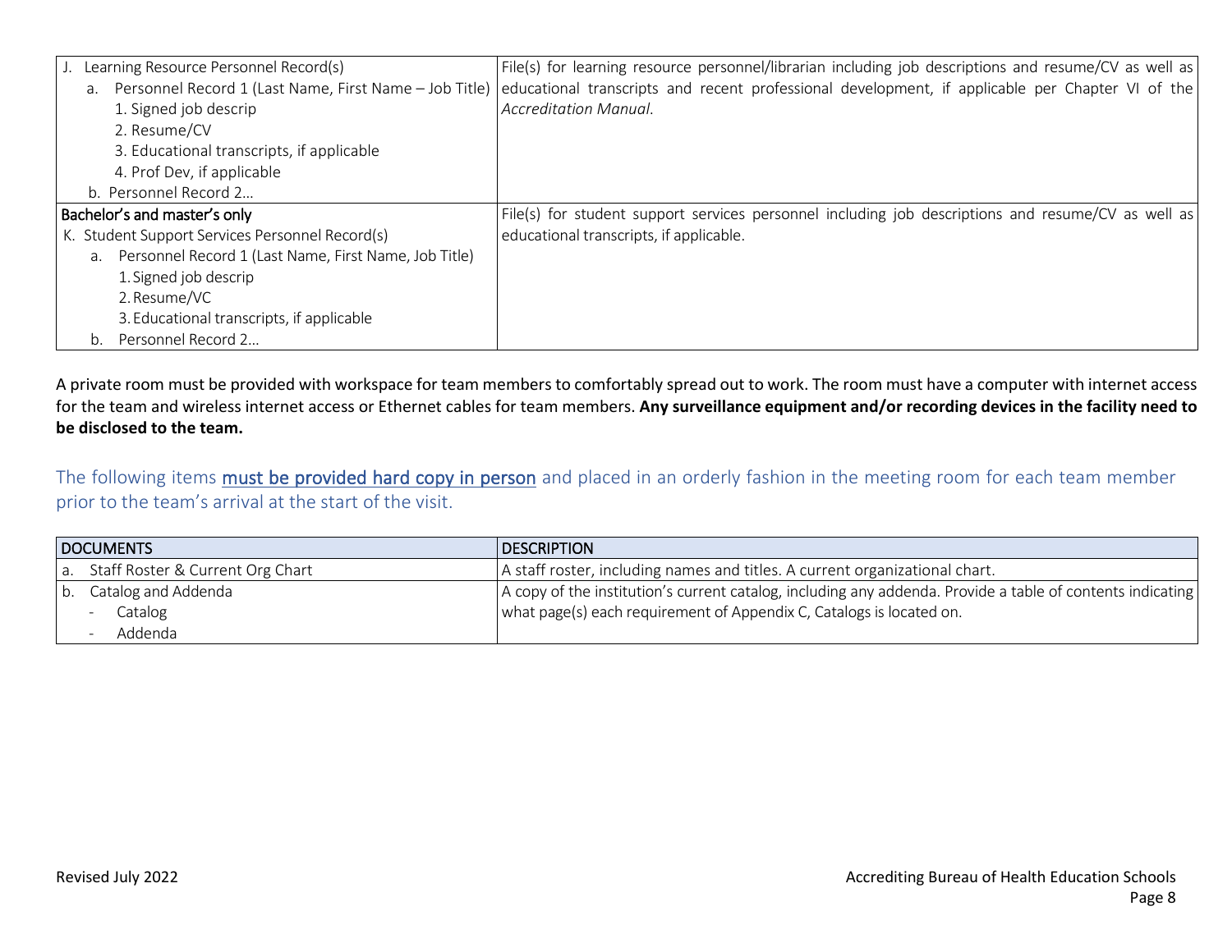| | |
|---|---|
| J. Learning Resource Personnel Record(s)<br>a. Personnel Record 1 (Last Name, First Name – Job Title)<br>1. Signed job descrip<br>2. Resume/CV<br>3. Educational transcripts, if applicable<br>4. Prof Dev, if applicable<br>b. Personnel Record 2… | File(s) for learning resource personnel/librarian including job descriptions and resume/CV as well as educational transcripts and recent professional development, if applicable per Chapter VI of the *Accreditation Manual*. |
| Bachelor's and master's only<br>K. Student Support Services Personnel Record(s)<br>a. Personnel Record 1 (Last Name, First Name, Job Title)<br>1. Signed job descrip<br>2. Resume/VC<br>3. Educational transcripts, if applicable<br>b. Personnel Record 2… | File(s) for student support services personnel including job descriptions and resume/CV as well as educational transcripts, if applicable. |

A private room must be provided with workspace for team members to comfortably spread out to work. The room must have a computer with internet access for the team and wireless internet access or Ethernet cables for team members. **Any surveillance equipment and/or recording devices in the facility need to be disclosed to the team.**

The following items **must be provided hard copy in person** and placed in an orderly fashion in the meeting room for each team member prior to the team's arrival at the start of the visit.

| DOCUMENTS | DESCRIPTION |
|---|---|
| a. Staff Roster & Current Org Chart | A staff roster, including names and titles. A current organizational chart. |
| b. Catalog and Addenda<br>- Catalog<br>- Addenda | A copy of the institution's current catalog, including any addenda. Provide a table of contents indicating what page(s) each requirement of Appendix C, Catalogs is located on. |